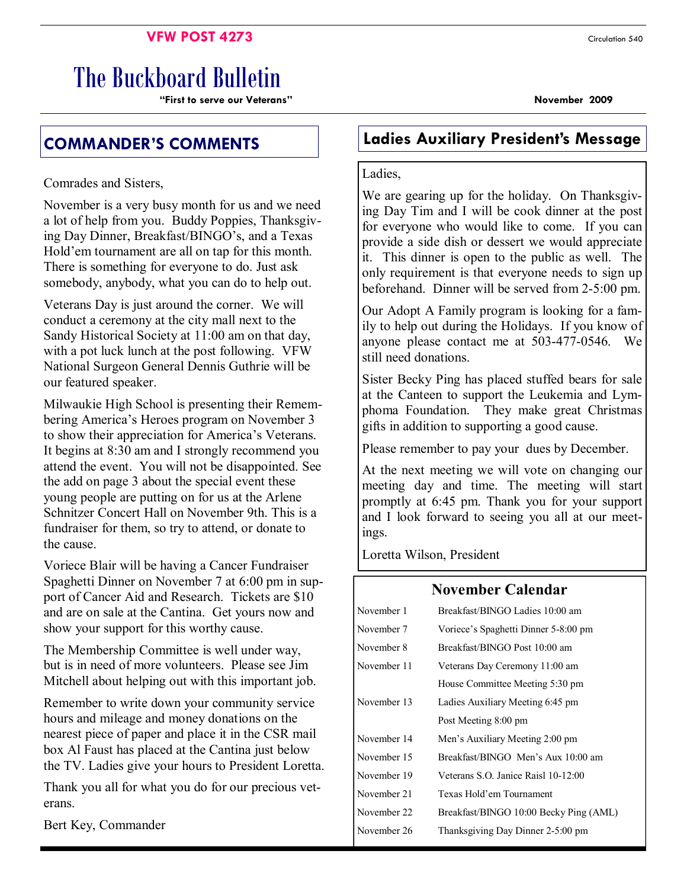**VFW POST 4273**

Circulation 540

# The Buckboard Bulletin

**"First to serve our Veterans"**

**November 2009**

## COMMANDER'S COMMENTS

Comrades and Sisters,

November is a very busy month for us and we need a lot of help from you. Buddy Poppies, Thanksgiving Day Dinner, Breakfast/BINGO's, and a Texas Hold'em tournament are all on tap for this month. There is something for everyone to do. Just ask somebody, anybody, what you can do to help out.

Veterans Day is just around the corner. We will conduct a ceremony at the city mall next to the Sandy Historical Society at 11:00 am on that day, with a pot luck lunch at the post following. VFW National Surgeon General Dennis Guthrie will be our featured speaker.

Milwaukie High School is presenting their Remembering America's Heroes program on November 3 to show their appreciation for America's Veterans. It begins at 8:30 am and I strongly recommend you attend the event. You will not be disappointed. See the add on page 3 about the special event these young people are putting on for us at the Arlene Schnitzer Concert Hall on November 9th. This is a fundraiser for them, so try to attend, or donate to the cause.

Voriece Blair will be having a Cancer Fundraiser Spaghetti Dinner on November 7 at 6:00 pm in support of Cancer Aid and Research. Tickets are $10 and are on sale at the Cantina. Get yours now and show your support for this worthy cause.

The Membership Committee is well under way, but is in need of more volunteers. Please see Jim Mitchell about helping out with this important job.

Remember to write down your community service hours and mileage and money donations on the nearest piece of paper and place it in the CSR mail box Al Faust has placed at the Cantina just below the TV. Ladies give your hours to President Loretta.

Thank you all for what you do for our precious veterans.

Bert Key, Commander

## Ladies Auxiliary President's Message

Ladies,

We are gearing up for the holiday. On Thanksgiving Day Tim and I will be cook dinner at the post for everyone who would like to come. If you can provide a side dish or dessert we would appreciate it. This dinner is open to the public as well. The only requirement is that everyone needs to sign up beforehand. Dinner will be served from 2-5:00 pm.

Our Adopt A Family program is looking for a family to help out during the Holidays. If you know of anyone please contact me at 503-477-0546. We still need donations.

Sister Becky Ping has placed stuffed bears for sale at the Canteen to support the Leukemia and Lymphoma Foundation. They make great Christmas gifts in addition to supporting a good cause.

Please remember to pay your dues by December.

At the next meeting we will vote on changing our meeting day and time. The meeting will start promptly at 6:45 pm. Thank you for your support and I look forward to seeing you all at our meetings.

Loretta Wilson, President

## November Calendar

| | |
|---|---|
| November 1 | Breakfast/BINGO Ladies 10:00 am |
| November 7 | Voriece's Spaghetti Dinner 5-8:00 pm |
| November 8 | Breakfast/BINGO Post 10:00 am |
| November 11 | Veterans Day Ceremony 11:00 am |
| | House Committee Meeting 5:30 pm |
| November 13 | Ladies Auxiliary Meeting 6:45 pm |
| | Post Meeting 8:00 pm |
| November 14 | Men's Auxiliary Meeting 2:00 pm |
| November 15 | Breakfast/BINGO Men's Aux 10:00 am |
| November 19 | Veterans S.O. Janice Raisl 10-12:00 |
| November 21 | Texas Hold'em Tournament |
| November 22 | Breakfast/BINGO 10:00 Becky Ping (AML) |
| November 26 | Thanksgiving Day Dinner 2-5:00 pm |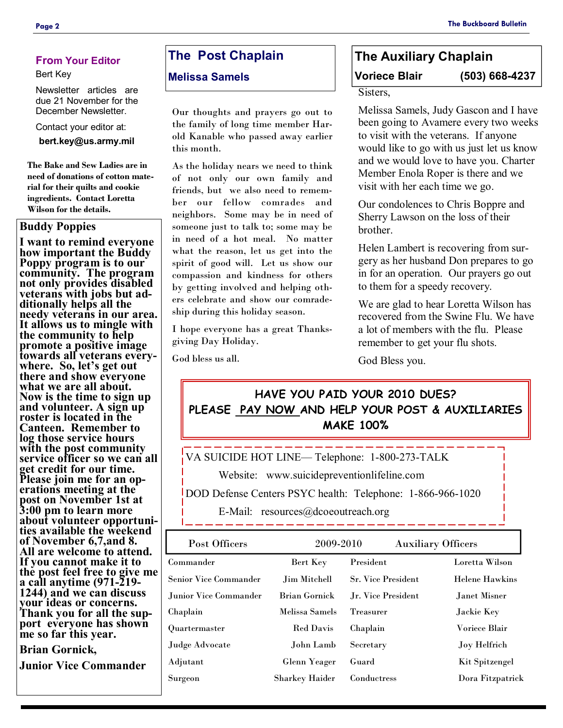## From Your Editor

Bert Key

Newsletter articles are due 21 November for the December Newsletter.

Contact your editor at:

**bert.key@us.army.mil**

**The Bake and Sew Ladies are in need of donations of cotton material for their quilts and cookie ingredients. Contact Loretta Wilson for the details.**

## Buddy Poppies

**I want to remind everyone how important the Buddy Poppy program is to our community. The program not only provides disabled veterans with jobs but additionally helps all the needy veterans in our area. It allows us to mingle with the community to help promote a positive image towards all veterans everywhere. So, let's get out there and show everyone what we are all about. Now is the time to sign up and volunteer. A sign up roster is located in the Canteen. Remember to log those service hours with the post community service officer so we can all get credit for our time. Please join me for an operations meeting at the post on November 1st at 3:00 pm to learn more about volunteer opportunities available the weekend of November 6,7,and 8. All are welcome to attend. If you cannot make it to the post feel free to give me a call anytime (971-219-1244) and we can discuss your ideas or concerns. Thank you for all the support everyone has shown me so far this year.**

**Brian Gornick,**

**Junior Vice Commander**

## The Post Chaplain

### Melissa Samels

Our thoughts and prayers go out to the family of long time member Harold Kanable who passed away earlier this month.

As the holiday nears we need to think of not only our own family and friends, but we also need to remember our fellow comrades and neighbors. Some may be in need of someone just to talk to; some may be in need of a hot meal. No matter what the reason, let us get into the spirit of good will. Let us show our compassion and kindness for others by getting involved and helping others celebrate and show our comradeship during this holiday season.

I hope everyone has a great Thanksgiving Day Holiday.

God bless us all.

## The Auxiliary Chaplain

### Voriece Blair (503) 668-4237

Sisters,

Melissa Samels, Judy Gascon and I have been going to Avamere every two weeks to visit with the veterans. If anyone would like to go with us just let us know and we would love to have you. Charter Member Enola Roper is there and we visit with her each time we go.

Our condolences to Chris Boppre and Sherry Lawson on the loss of their brother.

Helen Lambert is recovering from surgery as her husband Don prepares to go in for an operation. Our prayers go out to them for a speedy recovery.

We are glad to hear Loretta Wilson has recovered from the Swine Flu. We have a lot of members with the flu. Please remember to get your flu shots.

God Bless you.

**HAVE YOU PAID YOUR 2010 DUES?**
**PLEASE PAY NOW AND HELP YOUR POST & AUXILIARIES MAKE 100%**

VA SUICIDE HOT LINE— Telephone: 1-800-273-TALK

Website: www.suicidepreventionlifeline.com

DOD Defense Centers PSYC health: Telephone: 1-866-966-1020

E-Mail: resources@dcoeoutreach.org

| Post Officers | 2009-2010 | Auxiliary Officers | |
|---|---|---|---|
| Commander | Bert Key | President | Loretta Wilson |
| Senior Vice Commander | Jim Mitchell | Sr. Vice President | Helene Hawkins |
| Junior Vice Commander | Brian Gornick | Jr. Vice President | Janet Misner |
| Chaplain | Melissa Samels | Treasurer | Jackie Key |
| Quartermaster | Red Davis | Chaplain | Voriece Blair |
| Judge Advocate | John Lamb | Secretary | Joy Helfrich |
| Adjutant | Glenn Yeager | Guard | Kit Spitzengel |
| Surgeon | Sharkey Haider | Conductress | Dora Fitzpatrick |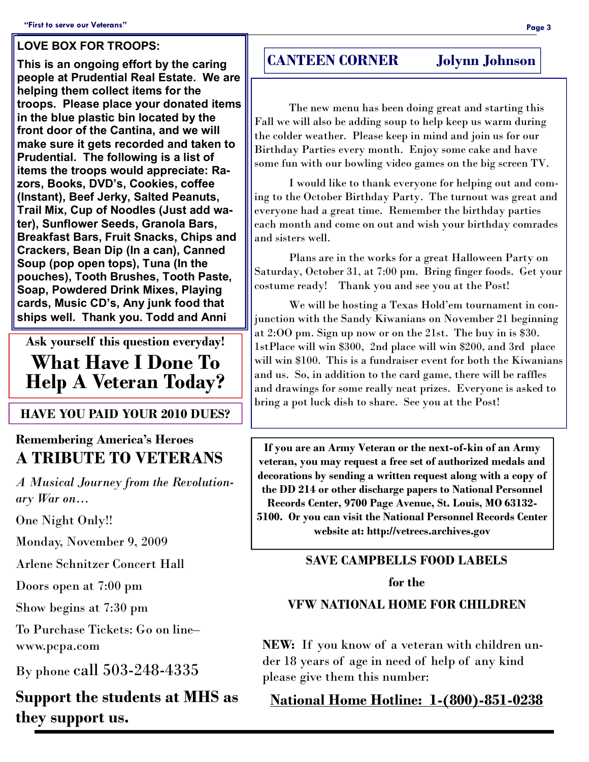## LOVE BOX FOR TROOPS:

**This is an ongoing effort by the caring people at Prudential Real Estate. We are helping them collect items for the troops. Please place your donated items in the blue plastic bin located by the front door of the Cantina, and we will make sure it gets recorded and taken to Prudential. The following is a list of items the troops would appreciate: Razors, Books, DVD's, Cookies, coffee (Instant), Beef Jerky, Salted Peanuts, Trail Mix, Cup of Noodles (Just add water), Sunflower Seeds, Granola Bars, Breakfast Bars, Fruit Snacks, Chips and Crackers, Bean Dip (In a can), Canned Soup (pop open tops), Tuna (In the pouches), Tooth Brushes, Tooth Paste, Soap, Powdered Drink Mixes, Playing cards, Music CD's, Any junk food that ships well. Thank you. Todd and Anni**

**Ask yourself this question everyday!**

# What Have I Done To Help A Veteran Today?

**HAVE YOU PAID YOUR 2010 DUES?**

**Remembering America's Heroes**

## A TRIBUTE TO VETERANS

*A Musical Journey from the Revolutionary War on…*

One Night Only!!

Monday, November 9, 2009

Arlene Schnitzer Concert Hall

Doors open at 7:00 pm

Show begins at 7:30 pm

To Purchase Tickets: Go on line– www.pcpa.com

By phone call 503-248-4335

**Support the students at MHS as they support us.**

## CANTEEN CORNER — Jolynn Johnson

The new menu has been doing great and starting this Fall we will also be adding soup to help keep us warm during the colder weather. Please keep in mind and join us for our Birthday Parties every month. Enjoy some cake and have some fun with our bowling video games on the big screen TV.

I would like to thank everyone for helping out and coming to the October Birthday Party. The turnout was great and everyone had a great time. Remember the birthday parties each month and come on out and wish your birthday comrades and sisters well.

Plans are in the works for a great Halloween Party on Saturday, October 31, at 7:00 pm. Bring finger foods. Get your costume ready! Thank you and see you at the Post!

We will be hosting a Texas Hold'em tournament in conjunction with the Sandy Kiwanians on November 21 beginning at 2:OO pm. Sign up now or on the 21st. The buy in is $30. 1stPlace will win $300, 2nd place will win $200, and 3rd place will win $100. This is a fundraiser event for both the Kiwanians and us. So, in addition to the card game, there will be raffles and drawings for some really neat prizes. Everyone is asked to bring a pot luck dish to share. See you at the Post!

**If you are an Army Veteran or the next-of-kin of an Army veteran, you may request a free set of authorized medals and decorations by sending a written request along with a copy of the DD 214 or other discharge papers to National Personnel Records Center, 9700 Page Avenue, St. Louis, MO 63132-5100. Or you can visit the National Personnel Records Center website at: http://vetrecs.archives.gov**

**SAVE CAMPBELLS FOOD LABELS**

**for the**

**VFW NATIONAL HOME FOR CHILDREN**

**NEW:** If you know of a veteran with children under 18 years of age in need of help of any kind please give them this number:

**National Home Hotline: 1-(800)-851-0238**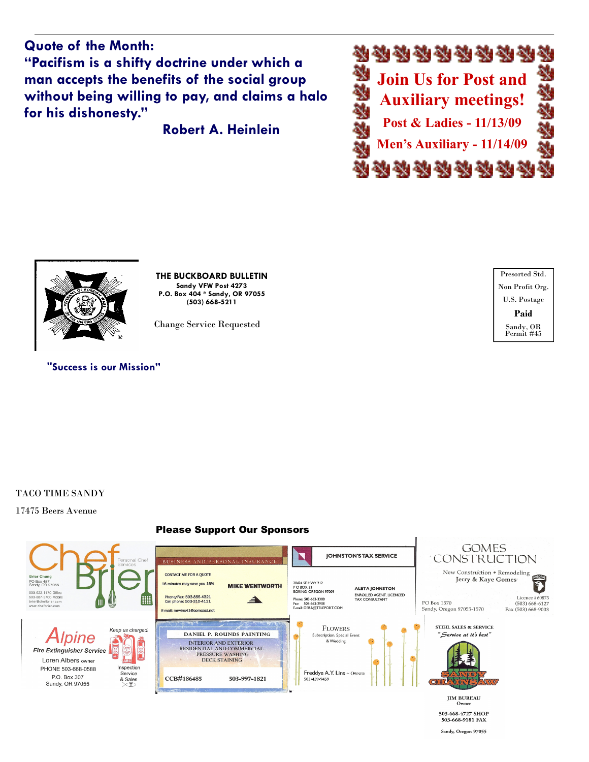**Quote of the Month:**

**"Pacifism is a shifty doctrine under which a man accepts the benefits of the social group without being willing to pay, and claims a halo for his dishonesty."**

**Robert A. Heinlein**

## Join Us for Post and Auxiliary meetings!

**Post & Ladies - 11/13/09**

**Men's Auxiliary - 11/14/09**

**THE BUCKBOARD BULLETIN**
**Sandy VFW Post 4273**
**P.O. Box 404 * Sandy, OR 97055**
**(503) 668-5211**

Change Service Requested

Presorted Std.
Non Profit Org.
U.S. Postage
**Paid**
Sandy, OR
Permit #45

**"Success is our Mission"**

TACO TIME SANDY

17475 Beers Avenue

**Please Support Our Sponsors**

Chef Brier — Personal Chef Services
Brier Chung
PO Box 487
Sandy, OR 97055
503-622-1470-Office
503-887-9700-Mobile
brier@chefbrier.com
www.chefbrier.com

BUSINESS AND PERSONAL INSURANCE
CONTACT ME FOR A QUOTE
16 minutes may save you 16%
MIKE WENTWORTH
Phone/Fax: 503-855-4321
Cell phone: 503-310-4111
E-mail: mrwins41@comcast.net

JOHNSTON'S TAX SERVICE
28424 SE HWY 212
P O BOX 33
BORING, OREGON 97009
Phone: 503-663-3308
Fax: 503-663-2938
E-mail: DERA@TELEPORT.COM
ALETA JOHNSTON
ENROLLED AGENT, LICENCED TAX CONSULTANT

GOMES CONSTRUCTION
New Construction • Remodeling
Jerry & Kaye Gomes
PO Box 1570
Sandy, Oregon 97055-1570
Licence # 60873
(503) 668-6127
Fax (503) 668-9003

Alpine Fire Extinguisher Service
Keep us charged.
Loren Albers owner
PHONE 503-668-0588
P.O. Box 307
Sandy, OR 97055
Inspection Service & Sales

DANIEL P. ROUNDS PAINTING
INTERIOR AND EXTERIOR
RESIDENTIAL AND COMMERCIAL
PRESSURE WASHING
DECK STAINING
CCB#186485
503-997-1821

FLOWERS
Subscription, Special Event & Wedding
Freddye A.Y. Lins – Owner
503•459•9459

STIHL SALES & SERVICE
*"Service at it's best"*
SANDY CHAINSAW
JIM BUREAU
Owner
503-668-4727 SHOP
503-668-9181 FAX
Sandy, Oregon 97055